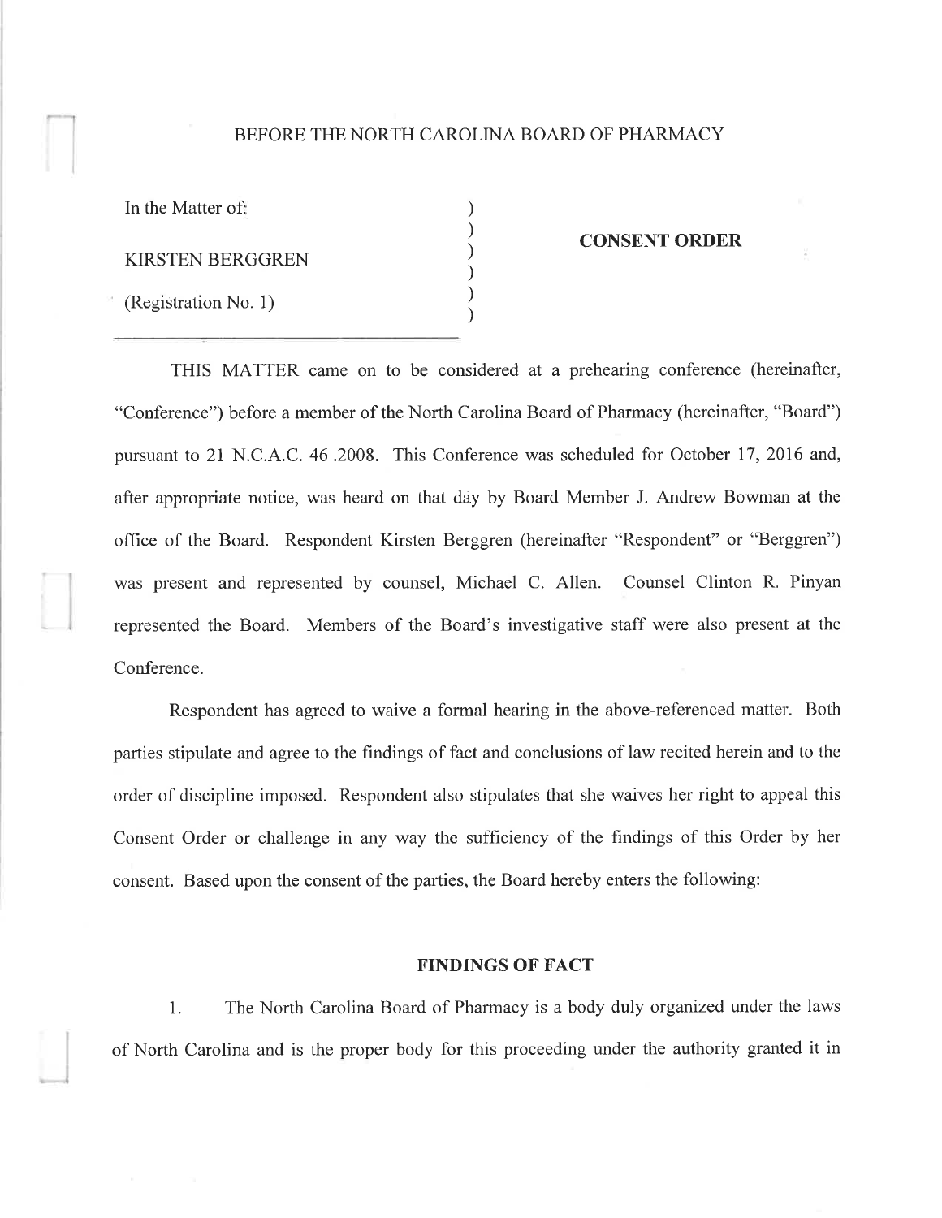BEFORE THE NORTH CAROLINA BOARD OF PHARMACY

In the Matter of:

KIRSTEN BERGGREN

(Registration No. 1)

**CONSENT ORDER**

THIS MATTER came on to be considered at a prehearing conference (hereinafter, "Conference") before a member of the North Carolina Board of Pharmacy (hereinafter, "Board") pursuant to 21 N.C.A.C. 46 .2008. This Conference was scheduled for October 17, 2016 and, after appropriate notice, was heard on that day by Board Member J. Andrew Bowman at the office of the Board. Respondent Kirsten Berggren (hereinafter "Respondent" or "Berggren") was present and represented by counsel, Michael C. Allen. Counsel Clinton R. Pinyan represented the Board. Members of the Board's investigative staff were also present at the Conference.

Respondent has agreed to waive a formal hearing in the above-referenced matter. Both parties stipulate and agree to the findings of fact and conclusions of law recited herein and to the order of discipline imposed. Respondent also stipulates that she waives her right to appeal this Consent Order or challenge in any way the sufficiency of the findings of this Order by her consent. Based upon the consent of the parties, the Board hereby enters the following:

**FINDINGS OF FACT**

1. The North Carolina Board of Pharmacy is a body duly organized under the laws of North Carolina and is the proper body for this proceeding under the authority granted it in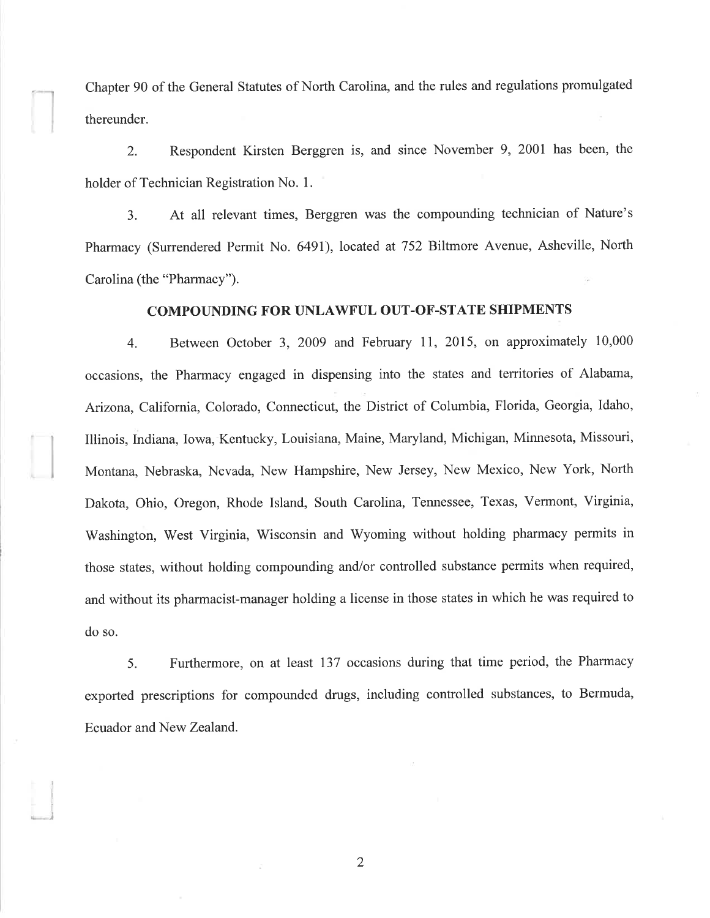Chapter 90 of the General Statutes of North Carolina, and the rules and regulations promulgated thereunder.

2. Respondent Kirsten Berggren is, and since November 9, 2001 has been, the holder of Technician Registration No. 1.

3. At all relevant times, Berggren was the compounding technician of Nature's Pharmacy (Surrendered Permit No. 6491), located at 752 Biltmore Avenue, Asheville, North Carolina (the "Pharmacy").

## COMPOUNDING FOR UNLAWFUL OUT-OF-STATE SHIPMENTS

4. Between October 3, 2009 and February 11, 2015, on approximately 10,000 occasions, the Pharmacy engaged in dispensing into the states and territories of Alabama, Arizona, California, Colorado, Connecticut, the District of Columbia, Florida, Georgia, Idaho, Illinois, Indiana, Iowa, Kentucky, Louisiana, Maine, Maryland, Michigan, Minnesota, Missouri, Montana, Nebraska, Nevada, New Hampshire, New Jersey, New Mexico, New York, North Dakota, Ohio, Oregon, Rhode Island, South Carolina, Tennessee, Texas, Vermont, Virginia, Washington, West Virginia, Wisconsin and Wyoming without holding pharmacy permits in those states, without holding compounding and/or controlled substance permits when required, and without its pharmacist-manager holding a license in those states in which he was required to do so.

5. Furthermore, on at least 137 occasions during that time period, the Pharmacy exported prescriptions for compounded drugs, including controlled substances, to Bermuda, Ecuador and New Zealand.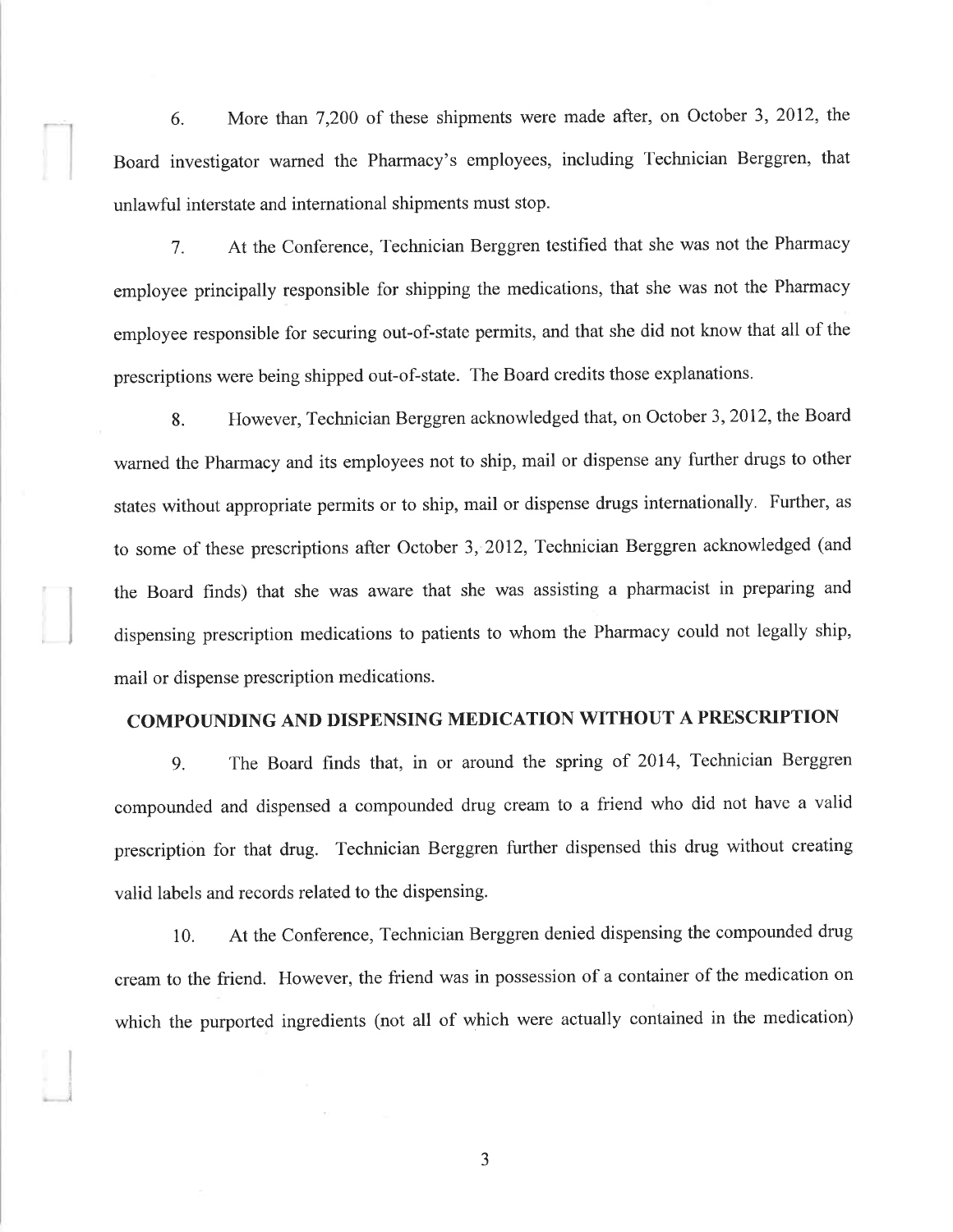6. More than 7,200 of these shipments were made after, on October 3, 2012, the Board investigator warned the Pharmacy's employees, including Technician Berggren, that unlawful interstate and international shipments must stop.

7. At the Conference, Technician Berggren testified that she was not the Pharmacy employee principally responsible for shipping the medications, that she was not the Pharmacy employee responsible for securing out-of-state permits, and that she did not know that all of the prescriptions were being shipped out-of-state. The Board credits those explanations.

8. However, Technician Berggren acknowledged that, on October 3, 2012, the Board warned the Pharmacy and its employees not to ship, mail or dispense any further drugs to other states without appropriate permits or to ship, mail or dispense drugs internationally. Further, as to some of these prescriptions after October 3, 2012, Technician Berggren acknowledged (and the Board finds) that she was aware that she was assisting a pharmacist in preparing and dispensing prescription medications to patients to whom the Pharmacy could not legally ship, mail or dispense prescription medications.

## COMPOUNDING AND DISPENSING MEDICATION WITHOUT A PRESCRIPTION

9. The Board finds that, in or around the spring of 2014, Technician Berggren compounded and dispensed a compounded drug cream to a friend who did not have a valid prescription for that drug. Technician Berggren further dispensed this drug without creating valid labels and records related to the dispensing.

10. At the Conference, Technician Berggren denied dispensing the compounded drug cream to the friend. However, the friend was in possession of a container of the medication on which the purported ingredients (not all of which were actually contained in the medication)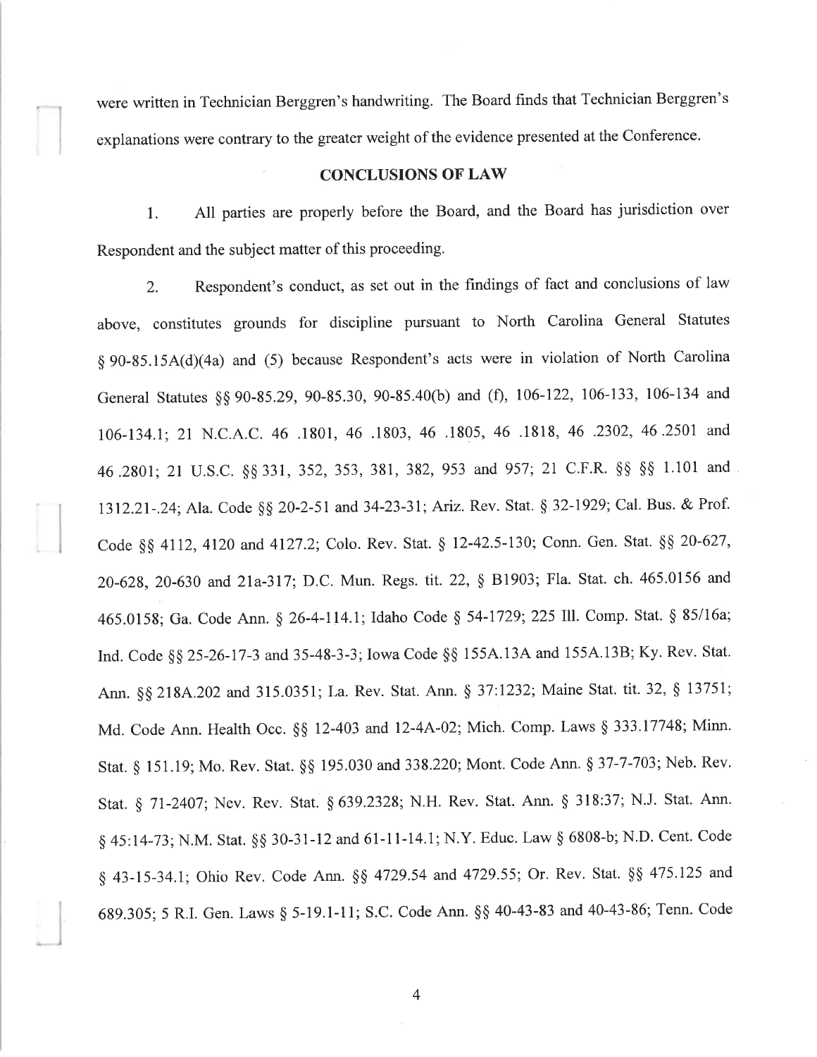were written in Technician Berggren's handwriting. The Board finds that Technician Berggren's explanations were contrary to the greater weight of the evidence presented at the Conference.

## CONCLUSIONS OF LAW

1. All parties are properly before the Board, and the Board has jurisdiction over Respondent and the subject matter of this proceeding.

2. Respondent's conduct, as set out in the findings of fact and conclusions of law above, constitutes grounds for discipline pursuant to North Carolina General Statutes § 90-85.15A(d)(4a) and (5) because Respondent's acts were in violation of North Carolina General Statutes §§ 90-85.29, 90-85.30, 90-85.40(b) and (f), 106-122, 106-133, 106-134 and 106-134.1; 21 N.C.A.C. 46 .1801, 46 .1803, 46 .1805, 46 .1818, 46 .2302, 46 .2501 and 46 .2801; 21 U.S.C. §§ 331, 352, 353, 381, 382, 953 and 957; 21 C.F.R. §§ §§ 1.101 and 1312.21-.24; Ala. Code §§ 20-2-51 and 34-23-31; Ariz. Rev. Stat. § 32-1929; Cal. Bus. & Prof. Code §§ 4112, 4120 and 4127.2; Colo. Rev. Stat. § 12-42.5-130; Conn. Gen. Stat. §§ 20-627, 20-628, 20-630 and 21a-317; D.C. Mun. Regs. tit. 22, § B1903; Fla. Stat. ch. 465.0156 and 465.0158; Ga. Code Ann. § 26-4-114.1; Idaho Code § 54-1729; 225 Ill. Comp. Stat. § 85/16a; Ind. Code §§ 25-26-17-3 and 35-48-3-3; Iowa Code §§ 155A.13A and 155A.13B; Ky. Rev. Stat. Ann. §§ 218A.202 and 315.0351; La. Rev. Stat. Ann. § 37:1232; Maine Stat. tit. 32, § 13751; Md. Code Ann. Health Occ. §§ 12-403 and 12-4A-02; Mich. Comp. Laws § 333.17748; Minn. Stat. § 151.19; Mo. Rev. Stat. §§ 195.030 and 338.220; Mont. Code Ann. § 37-7-703; Neb. Rev. Stat. § 71-2407; Nev. Rev. Stat. § 639.2328; N.H. Rev. Stat. Ann. § 318:37; N.J. Stat. Ann. § 45:14-73; N.M. Stat. §§ 30-31-12 and 61-11-14.1; N.Y. Educ. Law § 6808-b; N.D. Cent. Code § 43-15-34.1; Ohio Rev. Code Ann. §§ 4729.54 and 4729.55; Or. Rev. Stat. §§ 475.125 and 689.305; 5 R.I. Gen. Laws § 5-19.1-11; S.C. Code Ann. §§ 40-43-83 and 40-43-86; Tenn. Code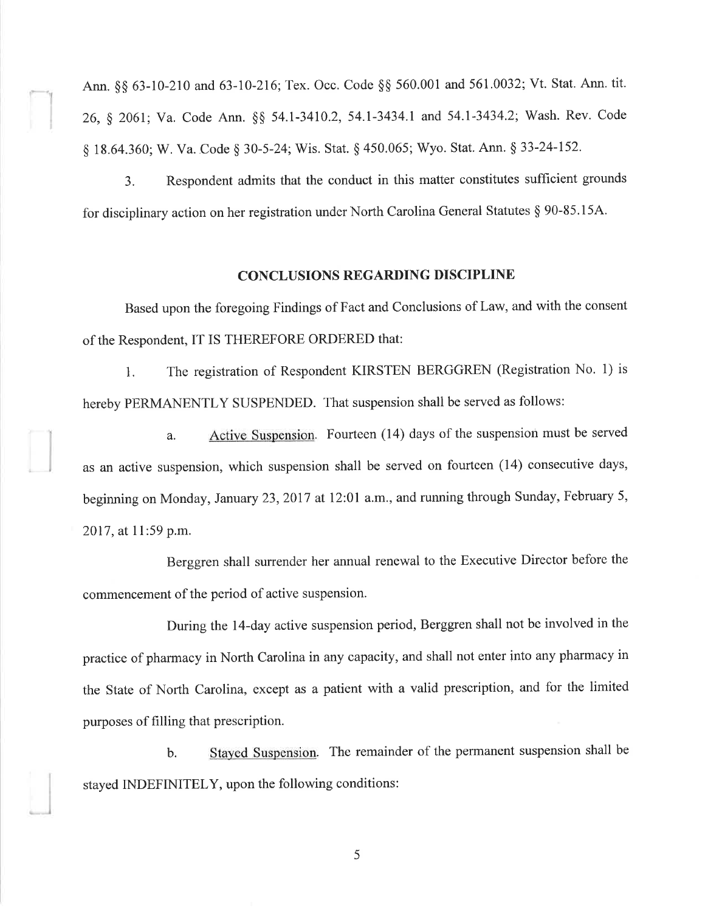Ann. §§ 63-10-210 and 63-10-216; Tex. Occ. Code §§ 560.001 and 561.0032; Vt. Stat. Ann. tit. 26, § 2061; Va. Code Ann. §§ 54.1-3410.2, 54.1-3434.1 and 54.1-3434.2; Wash. Rev. Code § 18.64.360; W. Va. Code § 30-5-24; Wis. Stat. § 450.065; Wyo. Stat. Ann. § 33-24-152.

3. Respondent admits that the conduct in this matter constitutes sufficient grounds for disciplinary action on her registration under North Carolina General Statutes § 90-85.15A.

## CONCLUSIONS REGARDING DISCIPLINE

Based upon the foregoing Findings of Fact and Conclusions of Law, and with the consent of the Respondent, IT IS THEREFORE ORDERED that:

1. The registration of Respondent KIRSTEN BERGGREN (Registration No. 1) is hereby PERMANENTLY SUSPENDED. That suspension shall be served as follows:

   a. Active Suspension. Fourteen (14) days of the suspension must be served as an active suspension, which suspension shall be served on fourteen (14) consecutive days, beginning on Monday, January 23, 2017 at 12:01 a.m., and running through Sunday, February 5, 2017, at 11:59 p.m.

   Berggren shall surrender her annual renewal to the Executive Director before the commencement of the period of active suspension.

   During the 14-day active suspension period, Berggren shall not be involved in the practice of pharmacy in North Carolina in any capacity, and shall not enter into any pharmacy in the State of North Carolina, except as a patient with a valid prescription, and for the limited purposes of filling that prescription.

   b. Stayed Suspension. The remainder of the permanent suspension shall be stayed INDEFINITELY, upon the following conditions: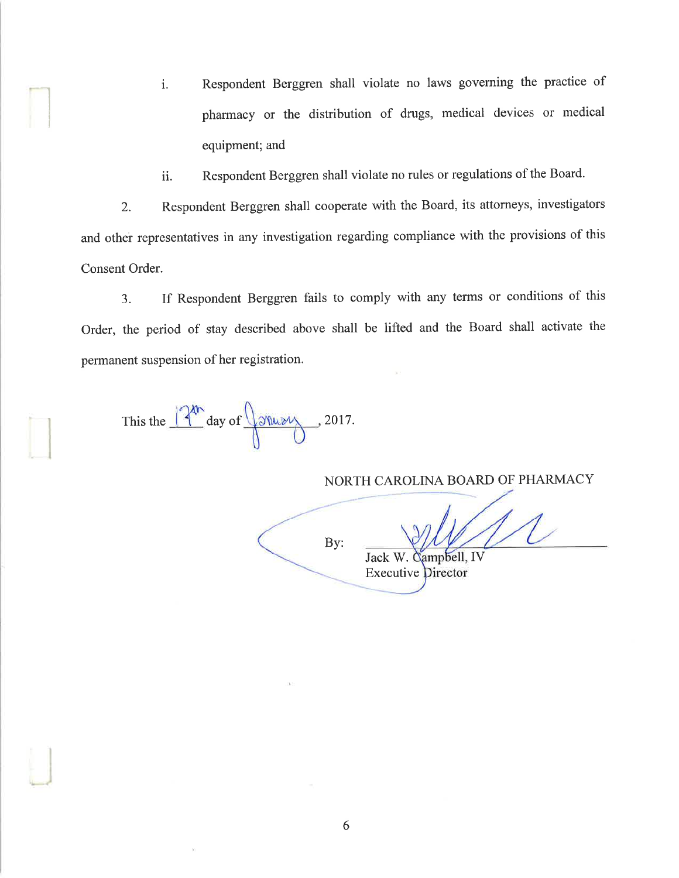i. Respondent Berggren shall violate no laws governing the practice of pharmacy or the distribution of drugs, medical devices or medical equipment; and

ii. Respondent Berggren shall violate no rules or regulations of the Board.

2. Respondent Berggren shall cooperate with the Board, its attorneys, investigators and other representatives in any investigation regarding compliance with the provisions of this Consent Order.

3. If Respondent Berggren fails to comply with any terms or conditions of this Order, the period of stay described above shall be lifted and the Board shall activate the permanent suspension of her registration.

This the 17th day of January, 2017.

NORTH CAROLINA BOARD OF PHARMACY

By: ______________________________
Jack W. Campbell, IV
Executive Director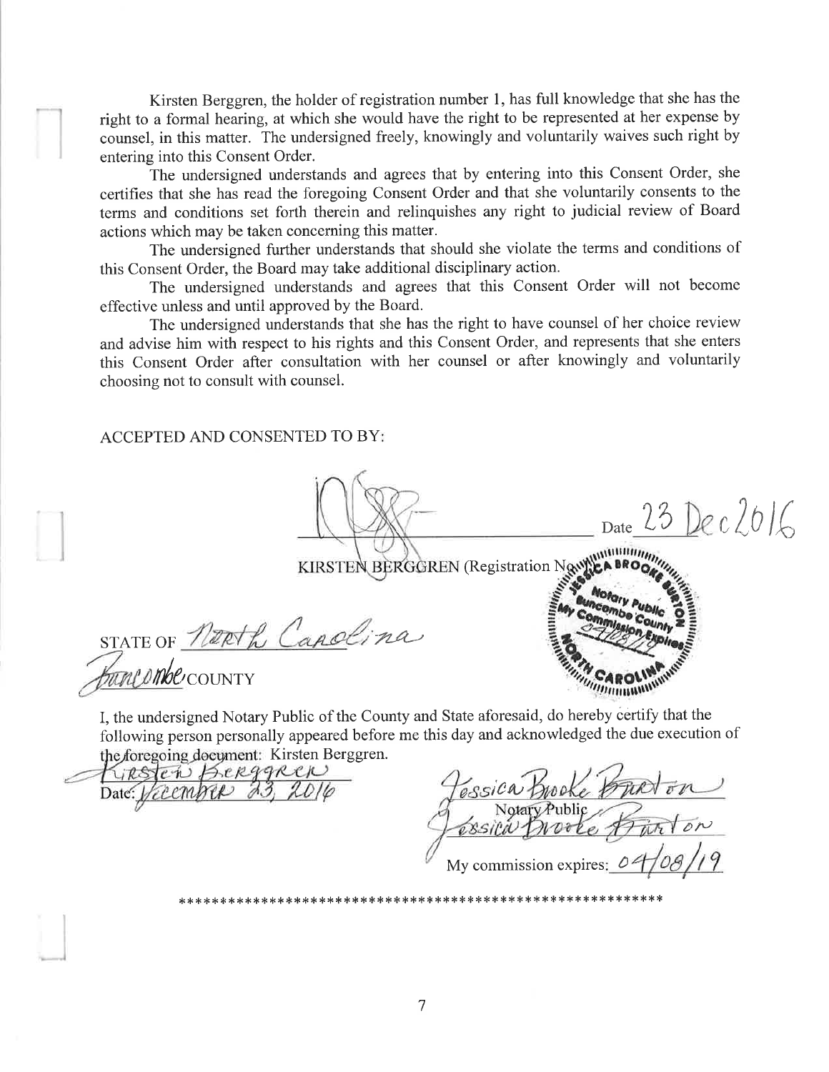Kirsten Berggren, the holder of registration number 1, has full knowledge that she has the right to a formal hearing, at which she would have the right to be represented at her expense by counsel, in this matter. The undersigned freely, knowingly and voluntarily waives such right by entering into this Consent Order.

The undersigned understands and agrees that by entering into this Consent Order, she certifies that she has read the foregoing Consent Order and that she voluntarily consents to the terms and conditions set forth therein and relinquishes any right to judicial review of Board actions which may be taken concerning this matter.

The undersigned further understands that should she violate the terms and conditions of this Consent Order, the Board may take additional disciplinary action.

The undersigned understands and agrees that this Consent Order will not become effective unless and until approved by the Board.

The undersigned understands that she has the right to have counsel of her choice review and advise him with respect to his rights and this Consent Order, and represents that she enters this Consent Order after consultation with her counsel or after knowingly and voluntarily choosing not to consult with counsel.

ACCEPTED AND CONSENTED TO BY:

\_\_\_\_\_\_\_\_\_\_\_\_\_\_\_\_\_\_\_\_\_\_\_\_\_\_\_\_ Date 23 Dec 2016

KIRSTEN BERGGREN (Registration No. 1)

STATE OF North Carolina

Buncombe COUNTY

I, the undersigned Notary Public of the County and State aforesaid, do hereby certify that the following person personally appeared before me this day and acknowledged the due execution of the foregoing document: Kirsten Berggren.

Kirsten Berggren

Date: December 23, 2016

Jessica Brooke Burton

Notary Public

Jessica Brooke Burton

My commission expires: 04/08/19

Notary Public, Buncombe County, North Carolina — Jessica Brooke Burton — My Commission Expires 04/08/19

\*\*\*\*\*\*\*\*\*\*\*\*\*\*\*\*\*\*\*\*\*\*\*\*\*\*\*\*\*\*\*\*\*\*\*\*\*\*\*\*\*\*\*\*\*\*\*\*\*\*\*\*\*\*\*\*\*\*\*\*\*\*\*